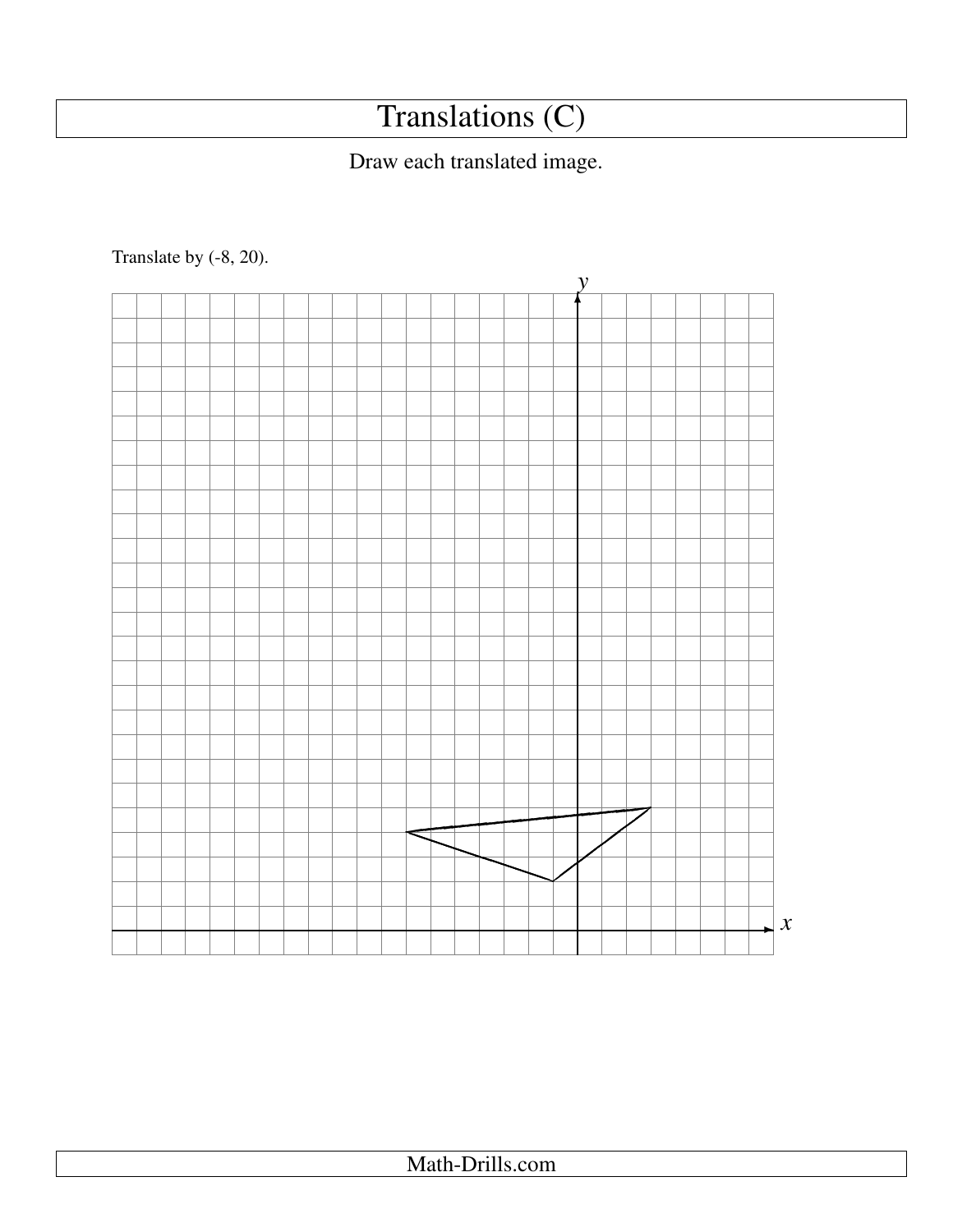# Translations (C)

Draw each translated image.

Translate by (-8, 20).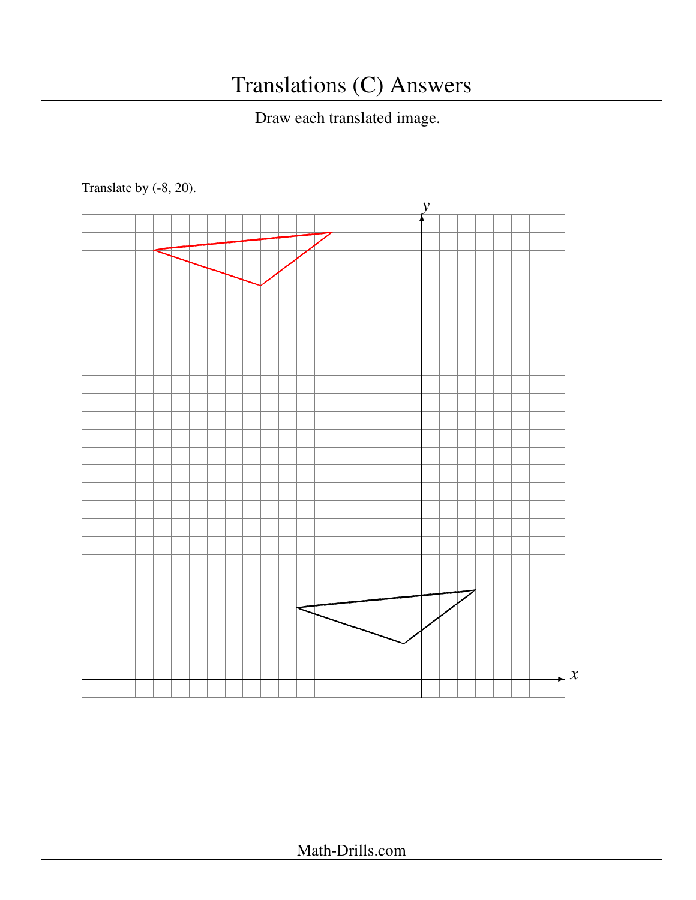# Translations (C) Answers

Draw each translated image.

Translate by (-8, 20).

y

x

Math-Drills.com